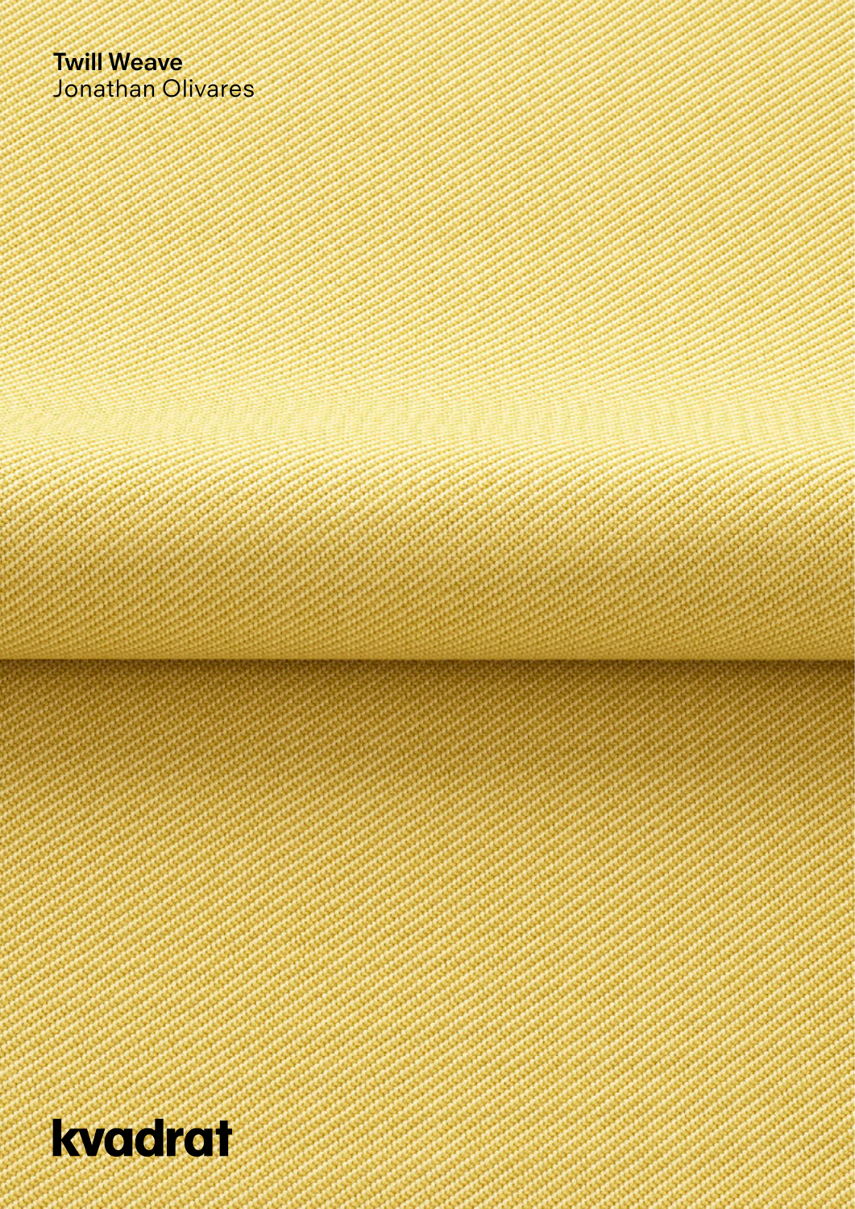**Twill Weave**
Jonathan Olivares

kvadrat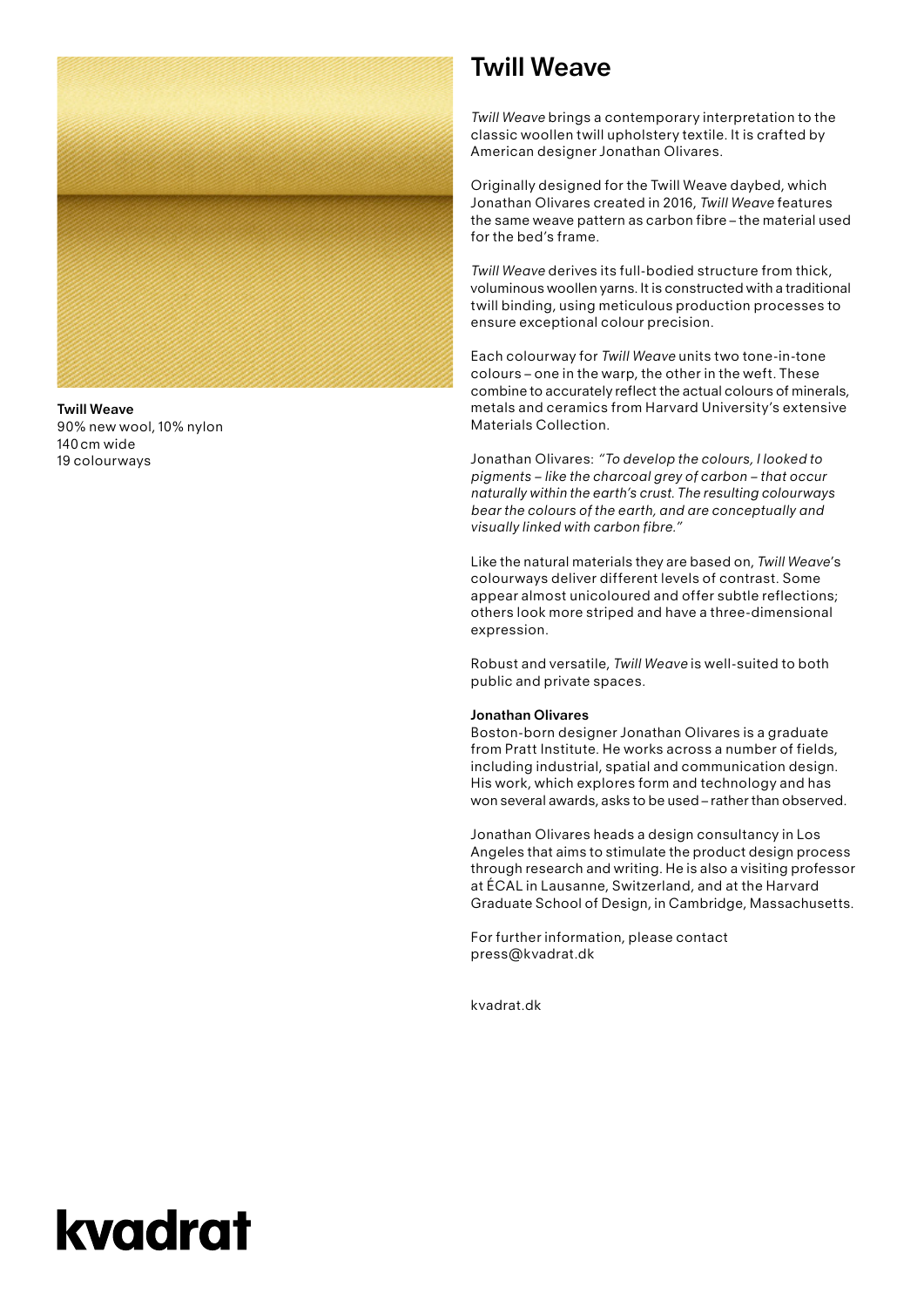**Twill Weave**
90% new wool, 10% nylon
140 cm wide
19 colourways

# Twill Weave

*Twill Weave* brings a contemporary interpretation to the classic woollen twill upholstery textile. It is crafted by American designer Jonathan Olivares.

Originally designed for the Twill Weave daybed, which Jonathan Olivares created in 2016, *Twill Weave* features the same weave pattern as carbon fibre – the material used for the bed's frame.

*Twill Weave* derives its full-bodied structure from thick, voluminous woollen yarns. It is constructed with a traditional twill binding, using meticulous production processes to ensure exceptional colour precision.

Each colourway for *Twill Weave* units two tone-in-tone colours – one in the warp, the other in the weft. These combine to accurately reflect the actual colours of minerals, metals and ceramics from Harvard University's extensive Materials Collection.

Jonathan Olivares: *"To develop the colours, I looked to pigments – like the charcoal grey of carbon – that occur naturally within the earth's crust. The resulting colourways bear the colours of the earth, and are conceptually and visually linked with carbon fibre."*

Like the natural materials they are based on, *Twill Weave*'s colourways deliver different levels of contrast. Some appear almost unicoloured and offer subtle reflections; others look more striped and have a three-dimensional expression.

Robust and versatile, *Twill Weave* is well-suited to both public and private spaces.

**Jonathan Olivares**
Boston-born designer Jonathan Olivares is a graduate from Pratt Institute. He works across a number of fields, including industrial, spatial and communication design. His work, which explores form and technology and has won several awards, asks to be used – rather than observed.

Jonathan Olivares heads a design consultancy in Los Angeles that aims to stimulate the product design process through research and writing. He is also a visiting professor at ÉCAL in Lausanne, Switzerland, and at the Harvard Graduate School of Design, in Cambridge, Massachusetts.

For further information, please contact
press@kvadrat.dk

kvadrat.dk

kvadrat